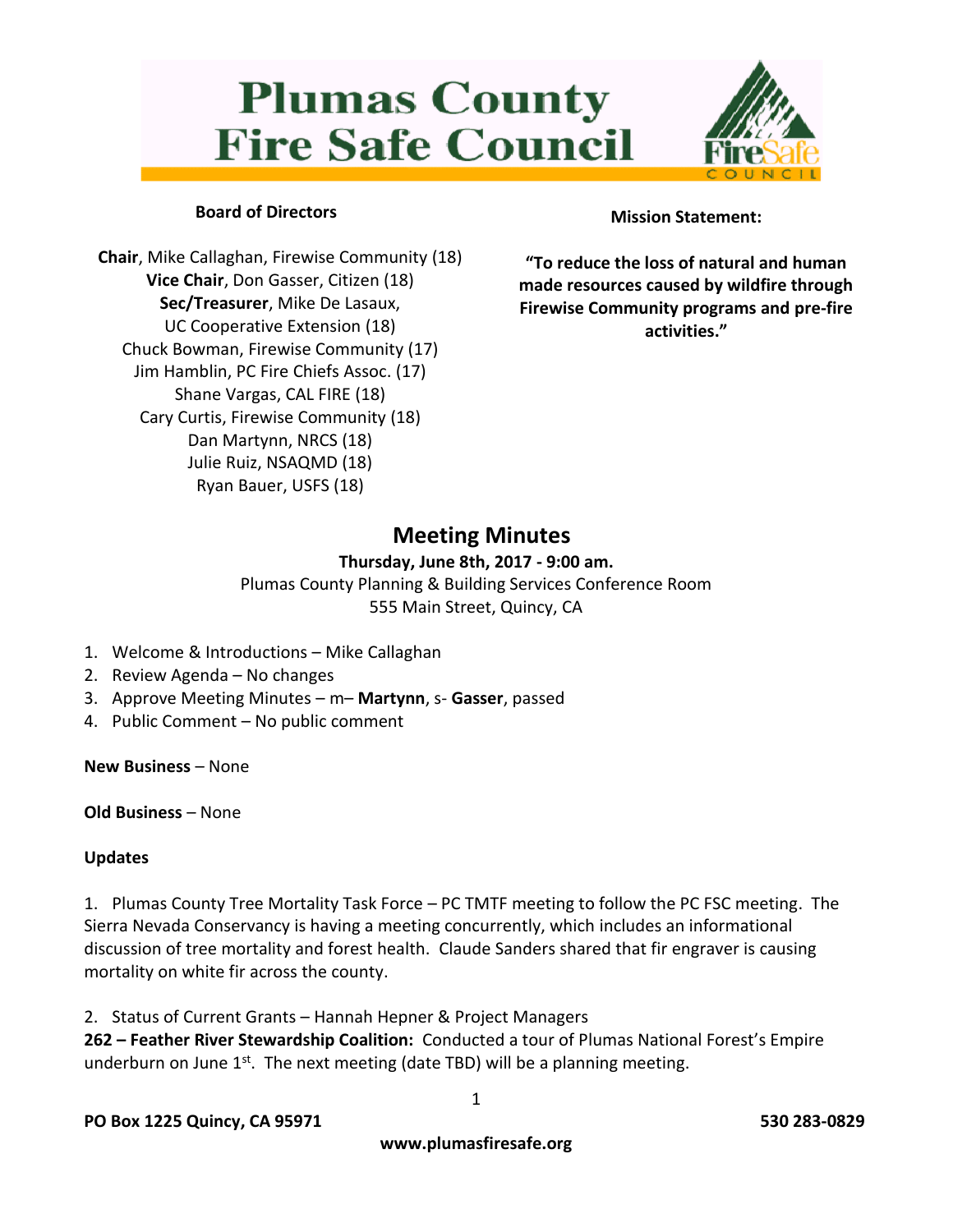# Plumas County Fire Safe Council

## Board of Directors

**Chair**, Mike Callaghan, Firewise Community (18)
**Vice Chair**, Don Gasser, Citizen (18)
**Sec/Treasurer**, Mike De Lasaux, UC Cooperative Extension (18)
Chuck Bowman, Firewise Community (17)
Jim Hamblin, PC Fire Chiefs Assoc. (17)
Shane Vargas, CAL FIRE (18)
Cary Curtis, Firewise Community (18)
Dan Martynn, NRCS (18)
Julie Ruiz, NSAQMD (18)
Ryan Bauer, USFS (18)

## Mission Statement:

**"To reduce the loss of natural and human made resources caused by wildfire through Firewise Community programs and pre-fire activities."**

# Meeting Minutes

**Thursday, June 8th, 2017 - 9:00 am.**
Plumas County Planning & Building Services Conference Room
555 Main Street, Quincy, CA

1. Welcome & Introductions – Mike Callaghan
2. Review Agenda – No changes
3. Approve Meeting Minutes – m– **Martynn**, s- **Gasser**, passed
4. Public Comment – No public comment

**New Business** – None

**Old Business** – None

**Updates**

1. Plumas County Tree Mortality Task Force – PC TMTF meeting to follow the PC FSC meeting. The Sierra Nevada Conservancy is having a meeting concurrently, which includes an informational discussion of tree mortality and forest health. Claude Sanders shared that fir engraver is causing mortality on white fir across the county.

2. Status of Current Grants – Hannah Hepner & Project Managers
**262 – Feather River Stewardship Coalition:** Conducted a tour of Plumas National Forest's Empire underburn on June 1st. The next meeting (date TBD) will be a planning meeting.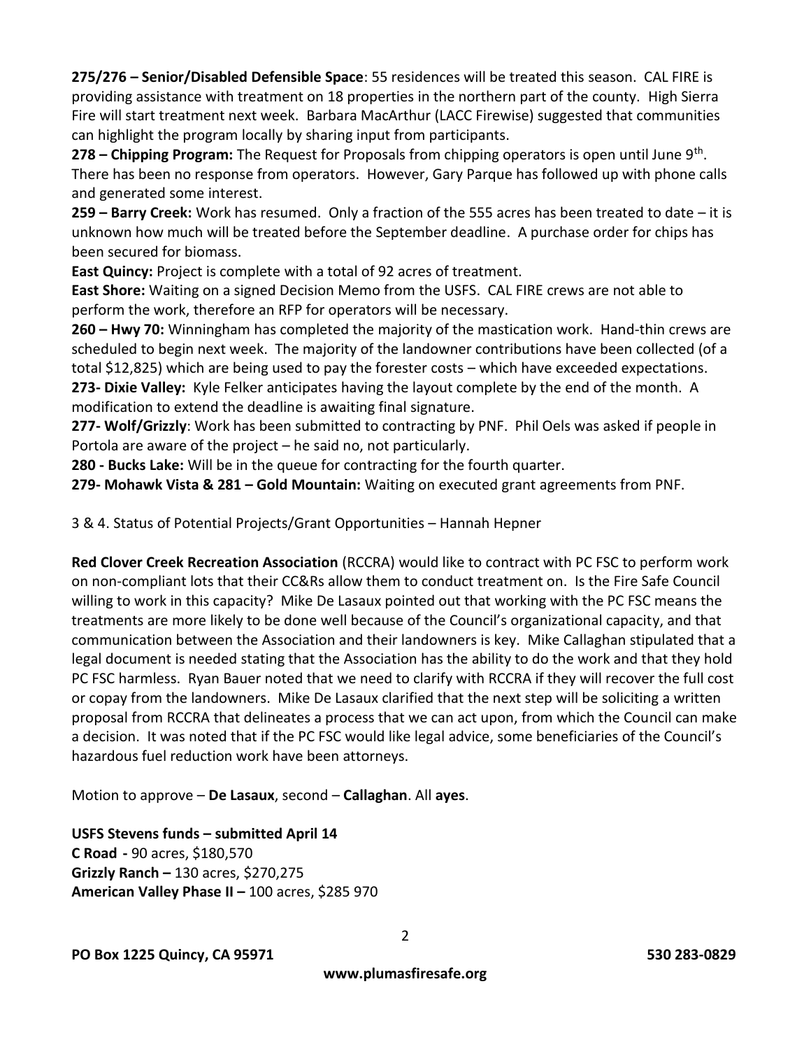**275/276 – Senior/Disabled Defensible Space**: 55 residences will be treated this season. CAL FIRE is providing assistance with treatment on 18 properties in the northern part of the county. High Sierra Fire will start treatment next week. Barbara MacArthur (LACC Firewise) suggested that communities can highlight the program locally by sharing input from participants.

**278 – Chipping Program:** The Request for Proposals from chipping operators is open until June 9th. There has been no response from operators. However, Gary Parque has followed up with phone calls and generated some interest.

**259 – Barry Creek:** Work has resumed. Only a fraction of the 555 acres has been treated to date – it is unknown how much will be treated before the September deadline. A purchase order for chips has been secured for biomass.

**East Quincy:** Project is complete with a total of 92 acres of treatment.

**East Shore:** Waiting on a signed Decision Memo from the USFS. CAL FIRE crews are not able to perform the work, therefore an RFP for operators will be necessary.

**260 – Hwy 70:** Winningham has completed the majority of the mastication work. Hand-thin crews are scheduled to begin next week. The majority of the landowner contributions have been collected (of a total $12,825) which are being used to pay the forester costs – which have exceeded expectations.

**273- Dixie Valley:** Kyle Felker anticipates having the layout complete by the end of the month. A modification to extend the deadline is awaiting final signature.

**277- Wolf/Grizzly**: Work has been submitted to contracting by PNF. Phil Oels was asked if people in Portola are aware of the project – he said no, not particularly.

**280 - Bucks Lake:** Will be in the queue for contracting for the fourth quarter.

**279- Mohawk Vista & 281 – Gold Mountain:** Waiting on executed grant agreements from PNF.

3 & 4. Status of Potential Projects/Grant Opportunities – Hannah Hepner

**Red Clover Creek Recreation Association** (RCCRA) would like to contract with PC FSC to perform work on non-compliant lots that their CC&Rs allow them to conduct treatment on. Is the Fire Safe Council willing to work in this capacity? Mike De Lasaux pointed out that working with the PC FSC means the treatments are more likely to be done well because of the Council's organizational capacity, and that communication between the Association and their landowners is key. Mike Callaghan stipulated that a legal document is needed stating that the Association has the ability to do the work and that they hold PC FSC harmless. Ryan Bauer noted that we need to clarify with RCCRA if they will recover the full cost or copay from the landowners. Mike De Lasaux clarified that the next step will be soliciting a written proposal from RCCRA that delineates a process that we can act upon, from which the Council can make a decision. It was noted that if the PC FSC would like legal advice, some beneficiaries of the Council's hazardous fuel reduction work have been attorneys.

Motion to approve – **De Lasaux**, second – **Callaghan**. All **ayes**.

**USFS Stevens funds – submitted April 14**

**C Road -** 90 acres, $180,570

**Grizzly Ranch –** 130 acres, $270,275

**American Valley Phase II –** 100 acres, $285 970

**PO Box 1225 Quincy, CA 95971** **530 283-0829**

**www.plumasfiresafe.org**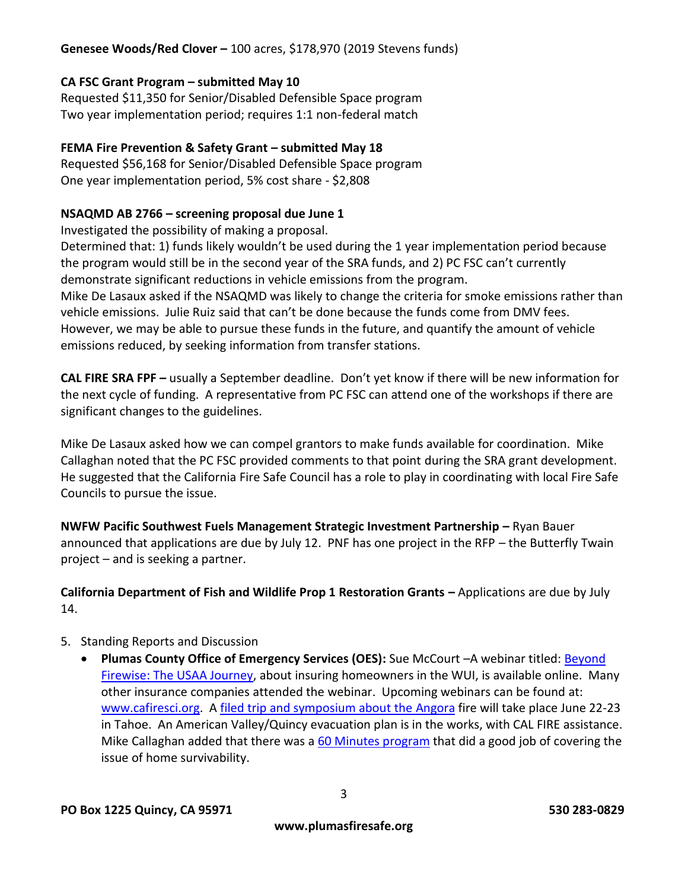**Genesee Woods/Red Clover –** 100 acres, $178,970 (2019 Stevens funds)

**CA FSC Grant Program – submitted May 10**
Requested $11,350 for Senior/Disabled Defensible Space program
Two year implementation period; requires 1:1 non-federal match

**FEMA Fire Prevention & Safety Grant – submitted May 18**
Requested $56,168 for Senior/Disabled Defensible Space program
One year implementation period, 5% cost share - $2,808

**NSAQMD AB 2766 – screening proposal due June 1**
Investigated the possibility of making a proposal.
Determined that: 1) funds likely wouldn't be used during the 1 year implementation period because the program would still be in the second year of the SRA funds, and 2) PC FSC can't currently demonstrate significant reductions in vehicle emissions from the program.
Mike De Lasaux asked if the NSAQMD was likely to change the criteria for smoke emissions rather than vehicle emissions. Julie Ruiz said that can't be done because the funds come from DMV fees. However, we may be able to pursue these funds in the future, and quantify the amount of vehicle emissions reduced, by seeking information from transfer stations.

**CAL FIRE SRA FPF –** usually a September deadline. Don't yet know if there will be new information for the next cycle of funding. A representative from PC FSC can attend one of the workshops if there are significant changes to the guidelines.

Mike De Lasaux asked how we can compel grantors to make funds available for coordination. Mike Callaghan noted that the PC FSC provided comments to that point during the SRA grant development. He suggested that the California Fire Safe Council has a role to play in coordinating with local Fire Safe Councils to pursue the issue.

**NWFW Pacific Southwest Fuels Management Strategic Investment Partnership –** Ryan Bauer announced that applications are due by July 12. PNF has one project in the RFP – the Butterfly Twain project – and is seeking a partner.

**California Department of Fish and Wildlife Prop 1 Restoration Grants –** Applications are due by July 14.

5. Standing Reports and Discussion
   - **Plumas County Office of Emergency Services (OES):** Sue McCourt –A webinar titled: Beyond Firewise: The USAA Journey, about insuring homeowners in the WUI, is available online. Many other insurance companies attended the webinar. Upcoming webinars can be found at: www.cafiresci.org. A filed trip and symposium about the Angora fire will take place June 22-23 in Tahoe. An American Valley/Quincy evacuation plan is in the works, with CAL FIRE assistance. Mike Callaghan added that there was a 60 Minutes program that did a good job of covering the issue of home survivability.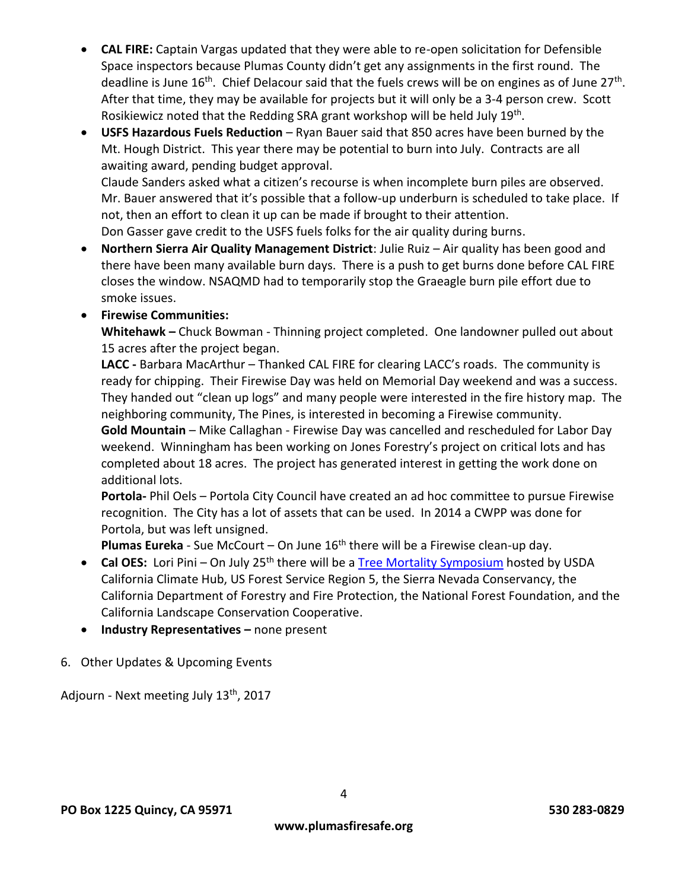- **CAL FIRE:** Captain Vargas updated that they were able to re-open solicitation for Defensible Space inspectors because Plumas County didn't get any assignments in the first round. The deadline is June 16th. Chief Delacour said that the fuels crews will be on engines as of June 27th. After that time, they may be available for projects but it will only be a 3-4 person crew. Scott Rosikiewicz noted that the Redding SRA grant workshop will be held July 19th.
- **USFS Hazardous Fuels Reduction** – Ryan Bauer said that 850 acres have been burned by the Mt. Hough District. This year there may be potential to burn into July. Contracts are all awaiting award, pending budget approval.
  Claude Sanders asked what a citizen's recourse is when incomplete burn piles are observed. Mr. Bauer answered that it's possible that a follow-up underburn is scheduled to take place. If not, then an effort to clean it up can be made if brought to their attention.
  Don Gasser gave credit to the USFS fuels folks for the air quality during burns.
- **Northern Sierra Air Quality Management District**: Julie Ruiz – Air quality has been good and there have been many available burn days. There is a push to get burns done before CAL FIRE closes the window. NSAQMD had to temporarily stop the Graeagle burn pile effort due to smoke issues.
- **Firewise Communities:**
  **Whitehawk –** Chuck Bowman - Thinning project completed. One landowner pulled out about 15 acres after the project began.
  **LACC -** Barbara MacArthur – Thanked CAL FIRE for clearing LACC's roads. The community is ready for chipping. Their Firewise Day was held on Memorial Day weekend and was a success. They handed out "clean up logs" and many people were interested in the fire history map. The neighboring community, The Pines, is interested in becoming a Firewise community.
  **Gold Mountain** – Mike Callaghan - Firewise Day was cancelled and rescheduled for Labor Day weekend. Winningham has been working on Jones Forestry's project on critical lots and has completed about 18 acres. The project has generated interest in getting the work done on additional lots.
  **Portola-** Phil Oels – Portola City Council have created an ad hoc committee to pursue Firewise recognition. The City has a lot of assets that can be used. In 2014 a CWPP was done for Portola, but was left unsigned.
  **Plumas Eureka** - Sue McCourt – On June 16th there will be a Firewise clean-up day.
- **Cal OES:** Lori Pini – On July 25th there will be a Tree Mortality Symposium hosted by USDA California Climate Hub, US Forest Service Region 5, the Sierra Nevada Conservancy, the California Department of Forestry and Fire Protection, the National Forest Foundation, and the California Landscape Conservation Cooperative.
- **Industry Representatives –** none present

6. Other Updates & Upcoming Events

Adjourn - Next meeting July 13th, 2017

**PO Box 1225 Quincy, CA 95971** **530 283-0829**

**www.plumasfiresafe.org**